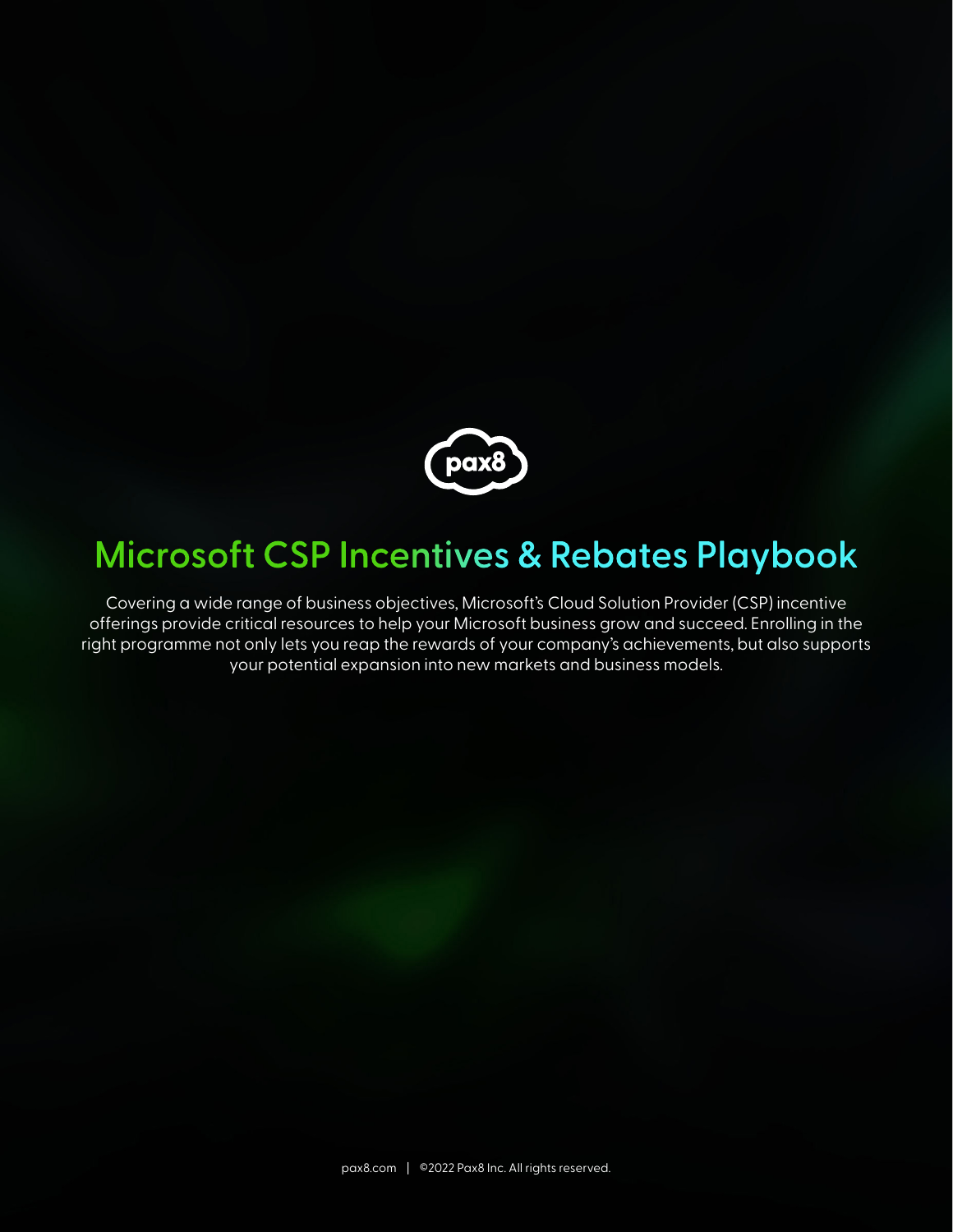# Microsoft CSP Incentives & Rebates Playbook

Covering a wide range of business objectives, Microsoft's Cloud Solution Provider (CSP) incentive offerings provide critical resources to help your Microsoft business grow and succeed. Enrolling in the right programme not only lets you reap the rewards of your company's achievements, but also supports your potential expansion into new markets and business models.

pax8.com | ©2022 Pax8 Inc. All rights reserved.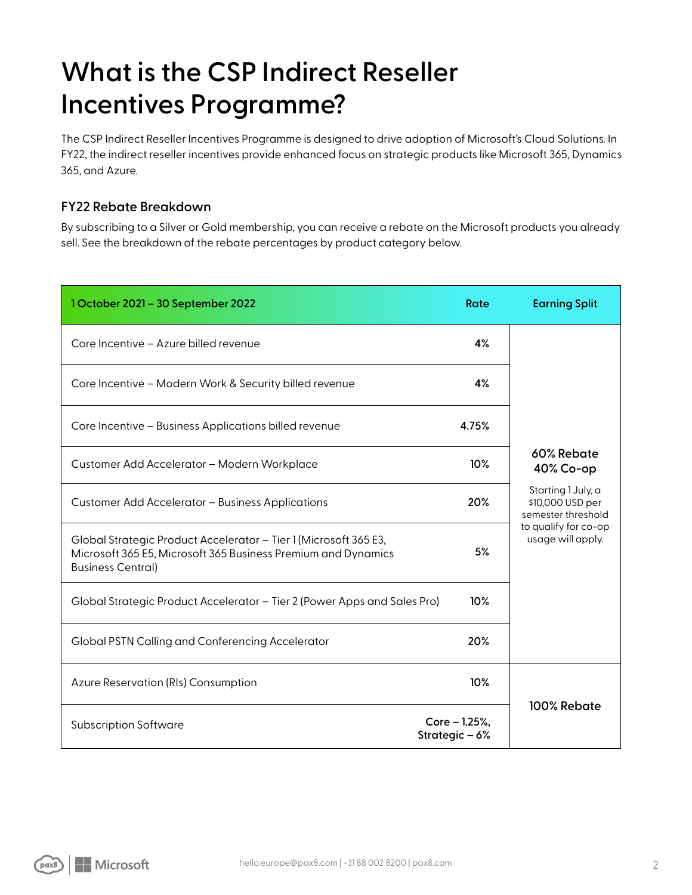# What is the CSP Indirect Reseller Incentives Programme?

The CSP Indirect Reseller Incentives Programme is designed to drive adoption of Microsoft's Cloud Solutions. In FY22, the indirect reseller incentives provide enhanced focus on strategic products like Microsoft 365, Dynamics 365, and Azure.

### FY22 Rebate Breakdown

By subscribing to a Silver or Gold membership, you can receive a rebate on the Microsoft products you already sell. See the breakdown of the rebate percentages by product category below.

| 1 October 2021 – 30 September 2022 | Rate | Earning Split |
|---|---|---|
| Core Incentive – Azure billed revenue | 4% | **60% Rebate 40% Co-op** Starting 1 July, a $10,000 USD per semester threshold to qualify for co-op usage will apply. |
| Core Incentive – Modern Work & Security billed revenue | 4% | |
| Core Incentive – Business Applications billed revenue | 4.75% | |
| Customer Add Accelerator – Modern Workplace | 10% | |
| Customer Add Accelerator – Business Applications | 20% | |
| Global Strategic Product Accelerator – Tier 1 (Microsoft 365 E3, Microsoft 365 E5, Microsoft 365 Business Premium and Dynamics Business Central) | 5% | |
| Global Strategic Product Accelerator – Tier 2 (Power Apps and Sales Pro) | 10% | |
| Global PSTN Calling and Conferencing Accelerator | 20% | |
| Azure Reservation (RIs) Consumption | 10% | **100% Rebate** |
| Subscription Software | Core – 1.25%, Strategic – 6% | |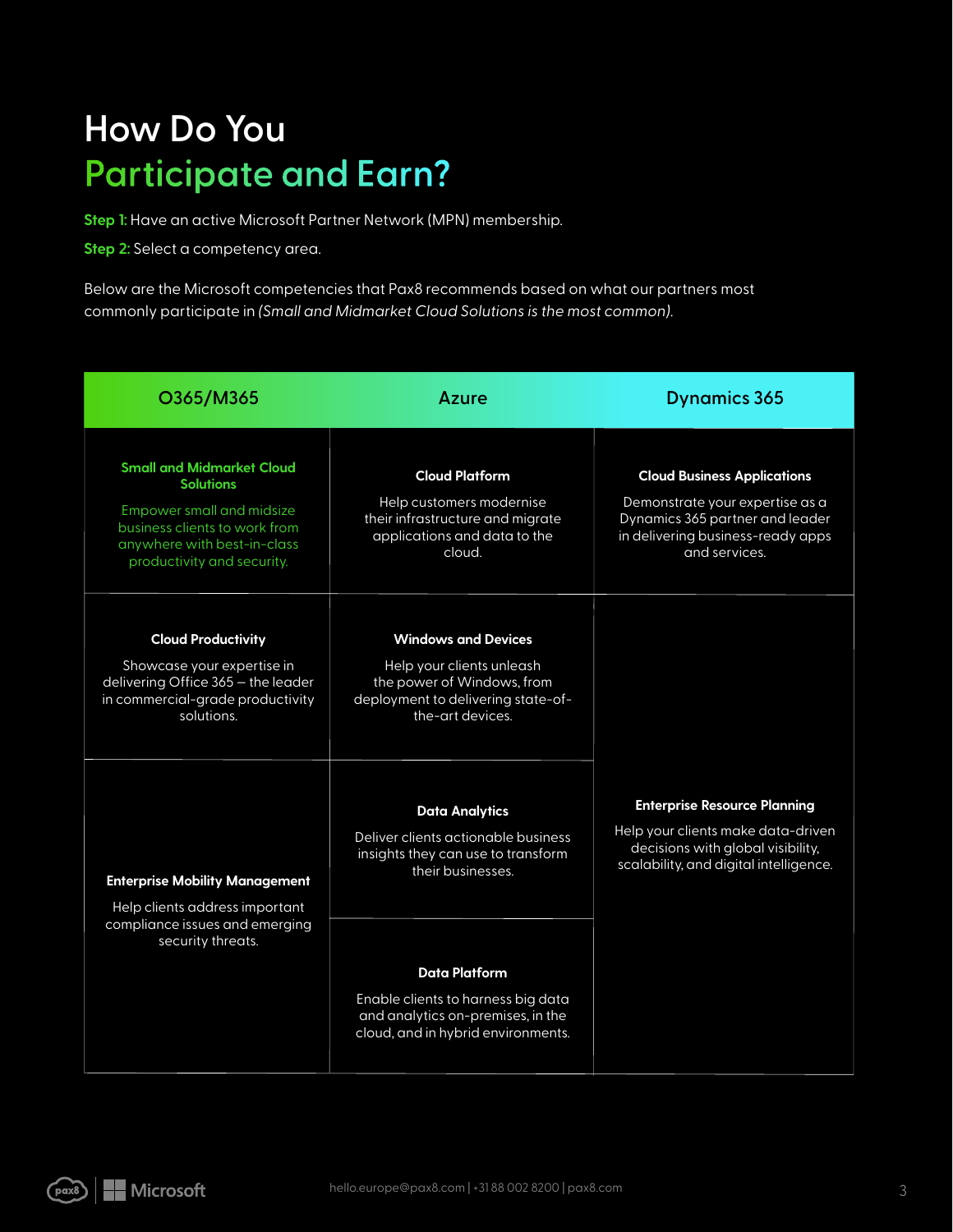# How Do You Participate and Earn?

**Step 1:** Have an active Microsoft Partner Network (MPN) membership.

**Step 2:** Select a competency area.

Below are the Microsoft competencies that Pax8 recommends based on what our partners most commonly participate in *(Small and Midmarket Cloud Solutions is the most common).*

| O365/M365 | Azure | Dynamics 365 |
|---|---|---|
| **Small and Midmarket Cloud Solutions**<br>Empower small and midsize business clients to work from anywhere with best-in-class productivity and security. | **Cloud Platform**<br>Help customers modernise their infrastructure and migrate applications and data to the cloud. | **Cloud Business Applications**<br>Demonstrate your expertise as a Dynamics 365 partner and leader in delivering business-ready apps and services. |
| **Cloud Productivity**<br>Showcase your expertise in delivering Office 365 – the leader in commercial-grade productivity solutions. | **Windows and Devices**<br>Help your clients unleash the power of Windows, from deployment to delivering state-of-the-art devices. | **Enterprise Resource Planning**<br>Help your clients make data-driven decisions with global visibility, scalability, and digital intelligence. |
| **Enterprise Mobility Management**<br>Help clients address important compliance issues and emerging security threats. | **Data Analytics**<br>Deliver clients actionable business insights they can use to transform their businesses. | |
| | **Data Platform**<br>Enable clients to harness big data and analytics on-premises, in the cloud, and in hybrid environments. | |

hello.europe@pax8.com | +31 88 002 8200 | pax8.com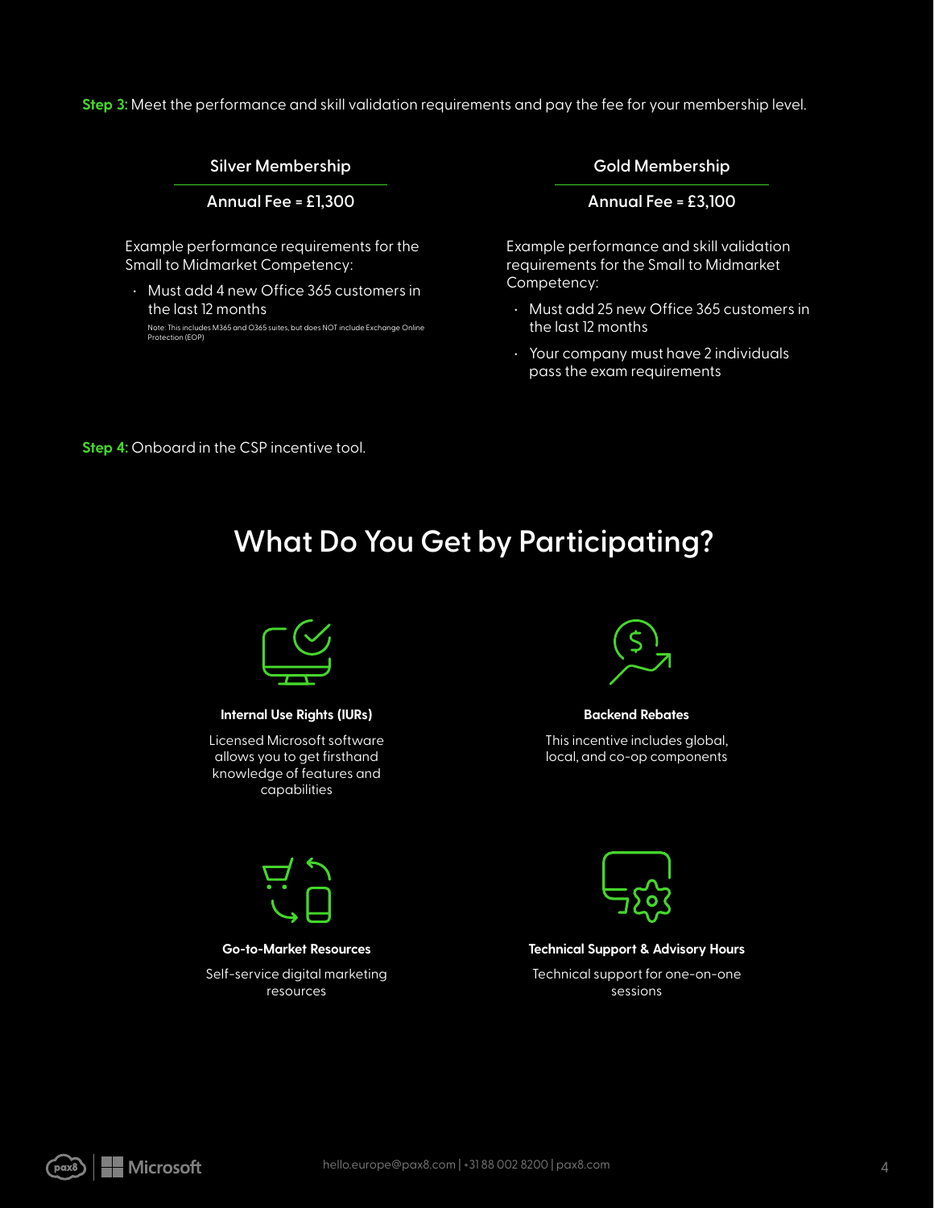**Step 3:** Meet the performance and skill validation requirements and pay the fee for your membership level.

### Silver Membership

**Annual Fee = £1,300**

Example performance requirements for the Small to Midmarket Competency:

- Must add 4 new Office 365 customers in the last 12 months

  Note: This includes M365 and O365 suites, but does NOT include Exchange Online Protection (EOP)

### Gold Membership

**Annual Fee = £3,100**

Example performance and skill validation requirements for the Small to Midmarket Competency:

- Must add 25 new Office 365 customers in the last 12 months
- Your company must have 2 individuals pass the exam requirements

**Step 4:** Onboard in the CSP incentive tool.

## What Do You Get by Participating?

**Internal Use Rights (IURs)**

Licensed Microsoft software allows you to get firsthand knowledge of features and capabilities

**Backend Rebates**

This incentive includes global, local, and co-op components

**Go-to-Market Resources**

Self-service digital marketing resources

**Technical Support & Advisory Hours**

Technical support for one-on-one sessions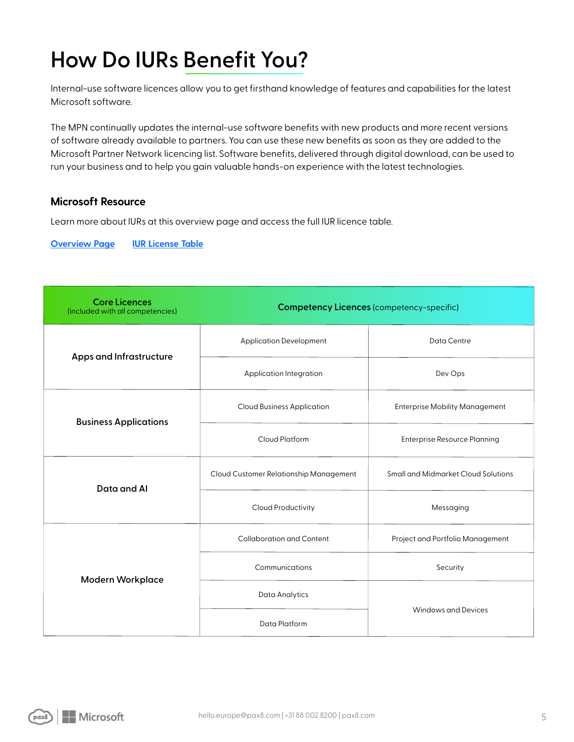# How Do IURs Benefit You?

Internal-use software licences allow you to get firsthand knowledge of features and capabilities for the latest Microsoft software.

The MPN continually updates the internal-use software benefits with new products and more recent versions of software already available to partners. You can use these new benefits as soon as they are added to the Microsoft Partner Network licencing list. Software benefits, delivered through digital download, can be used to run your business and to help you gain valuable hands-on experience with the latest technologies.

### Microsoft Resource

Learn more about IURs at this overview page and access the full IUR licence table.

[Overview Page](#) [IUR License Table](#)

| Core Licences (included with all competencies) | Competency Licences (competency-specific) | |
|---|---|---|
| Apps and Infrastructure | Application Development | Data Centre |
| | Application Integration | Dev Ops |
| Business Applications | Cloud Business Application | Enterprise Mobility Management |
| | Cloud Platform | Enterprise Resource Planning |
| Data and AI | Cloud Customer Relationship Management | Small and Midmarket Cloud Solutions |
| | Cloud Productivity | Messaging |
| Modern Workplace | Collaboration and Content | Project and Portfolio Management |
| | Communications | Security |
| | Data Analytics | Windows and Devices |
| | Data Platform | |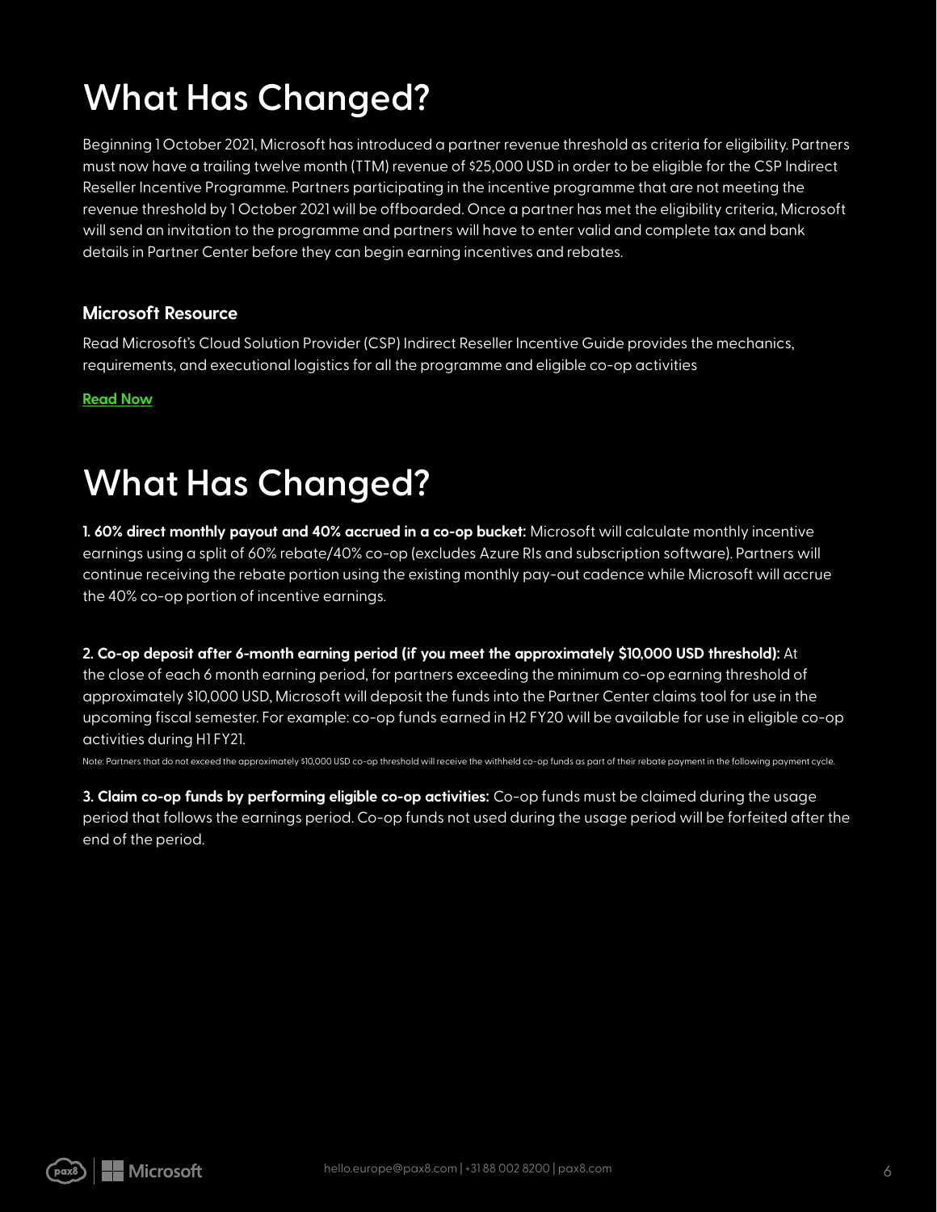# What Has Changed?

Beginning 1 October 2021, Microsoft has introduced a partner revenue threshold as criteria for eligibility. Partners must now have a trailing twelve month (TTM) revenue of $25,000 USD in order to be eligible for the CSP Indirect Reseller Incentive Programme. Partners participating in the incentive programme that are not meeting the revenue threshold by 1 October 2021 will be offboarded. Once a partner has met the eligibility criteria, Microsoft will send an invitation to the programme and partners will have to enter valid and complete tax and bank details in Partner Center before they can begin earning incentives and rebates.

### Microsoft Resource

Read Microsoft's Cloud Solution Provider (CSP) Indirect Reseller Incentive Guide provides the mechanics, requirements, and executional logistics for all the programme and eligible co-op activities

**Read Now**

# What Has Changed?

**1. 60% direct monthly payout and 40% accrued in a co-op bucket:** Microsoft will calculate monthly incentive earnings using a split of 60% rebate/40% co-op (excludes Azure RIs and subscription software). Partners will continue receiving the rebate portion using the existing monthly pay-out cadence while Microsoft will accrue the 40% co-op portion of incentive earnings.

**2. Co-op deposit after 6-month earning period (if you meet the approximately $10,000 USD threshold):** At the close of each 6 month earning period, for partners exceeding the minimum co-op earning threshold of approximately $10,000 USD, Microsoft will deposit the funds into the Partner Center claims tool for use in the upcoming fiscal semester. For example: co-op funds earned in H2 FY20 will be available for use in eligible co-op activities during H1 FY21.

Note: Partners that do not exceed the approximately $10,000 USD co-op threshold will receive the withheld co-op funds as part of their rebate payment in the following payment cycle.

**3. Claim co-op funds by performing eligible co-op activities:** Co-op funds must be claimed during the usage period that follows the earnings period. Co-op funds not used during the usage period will be forfeited after the end of the period.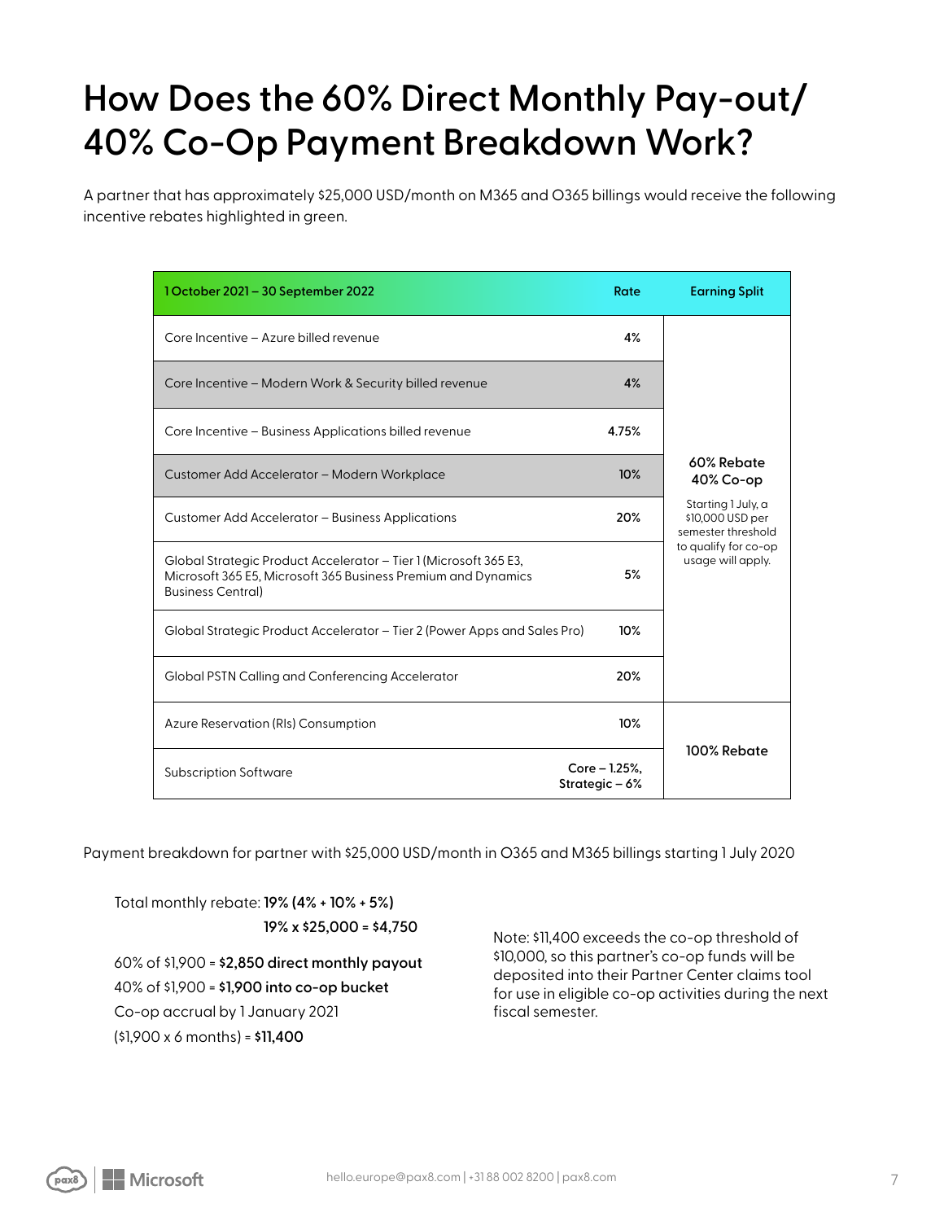# How Does the 60% Direct Monthly Pay-out/ 40% Co-Op Payment Breakdown Work?

A partner that has approximately $25,000 USD/month on M365 and O365 billings would receive the following incentive rebates highlighted in green.

| 1 October 2021 – 30 September 2022 | Rate | Earning Split |
|---|---|---|
| Core Incentive – Azure billed revenue | 4% | **60% Rebate 40% Co-op** Starting 1 July, a $10,000 USD per semester threshold to qualify for co-op usage will apply. |
| Core Incentive – Modern Work & Security billed revenue | 4% | |
| Core Incentive – Business Applications billed revenue | 4.75% | |
| Customer Add Accelerator – Modern Workplace | 10% | |
| Customer Add Accelerator – Business Applications | 20% | |
| Global Strategic Product Accelerator – Tier 1 (Microsoft 365 E3, Microsoft 365 E5, Microsoft 365 Business Premium and Dynamics Business Central) | 5% | |
| Global Strategic Product Accelerator – Tier 2 (Power Apps and Sales Pro) | 10% | |
| Global PSTN Calling and Conferencing Accelerator | 20% | |
| Azure Reservation (RIs) Consumption | 10% | **100% Rebate** |
| Subscription Software | Core – 1.25%, Strategic – 6% | |

Payment breakdown for partner with $25,000 USD/month in O365 and M365 billings starting 1 July 2020

Total monthly rebate: **19% (4% + 10% + 5%)**

**19% x $25,000 = $4,750**

60% of $1,900 = **$2,850 direct monthly payout**

40% of $1,900 = **$1,900 into co-op bucket**

Co-op accrual by 1 January 2021

($1,900 x 6 months) = **$11,400**

Note: $11,400 exceeds the co-op threshold of $10,000, so this partner's co-op funds will be deposited into their Partner Center claims tool for use in eligible co-op activities during the next fiscal semester.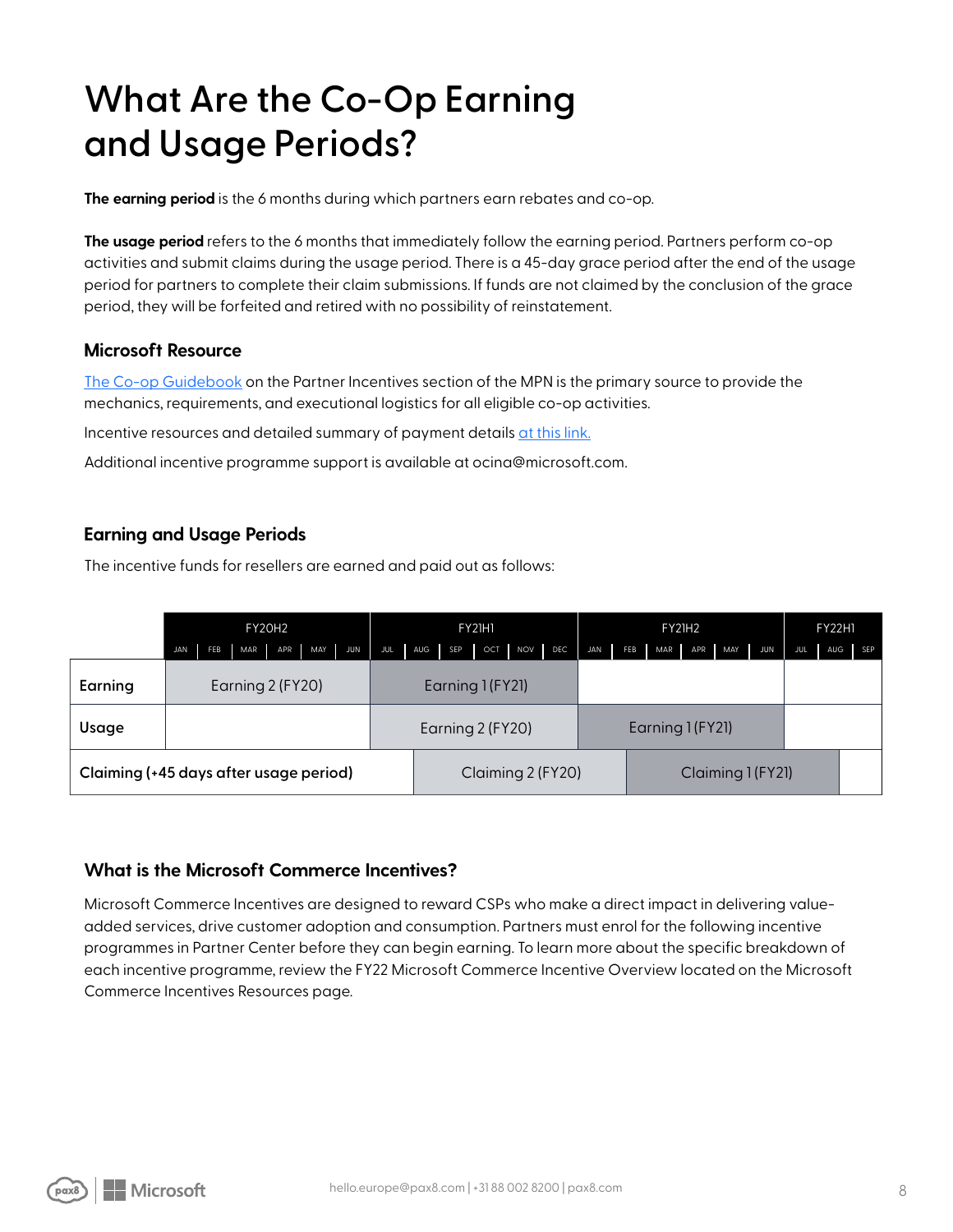# What Are the Co-Op Earning and Usage Periods?

**The earning period** is the 6 months during which partners earn rebates and co-op.

**The usage period** refers to the 6 months that immediately follow the earning period. Partners perform co-op activities and submit claims during the usage period. There is a 45-day grace period after the end of the usage period for partners to complete their claim submissions. If funds are not claimed by the conclusion of the grace period, they will be forfeited and retired with no possibility of reinstatement.

### Microsoft Resource

The Co-op Guidebook on the Partner Incentives section of the MPN is the primary source to provide the mechanics, requirements, and executional logistics for all eligible co-op activities.

Incentive resources and detailed summary of payment details at this link.

Additional incentive programme support is available at ocina@microsoft.com.

### Earning and Usage Periods

The incentive funds for resellers are earned and paid out as follows:

| | FY20H2 (JAN–JUN) | FY21H1 (JUL–DEC) | FY21H2 (JAN–JUN) | FY22H1 (JUL–SEP) |
|---|---|---|---|---|
| Earning | Earning 2 (FY20) | Earning 1 (FY21) | | |
| Usage | | Earning 2 (FY20) | Earning 1 (FY21) | |
| Claiming (+45 days after usage period) | | Claiming 2 (FY20) | Claiming 1 (FY21) | |

### What is the Microsoft Commerce Incentives?

Microsoft Commerce Incentives are designed to reward CSPs who make a direct impact in delivering value-added services, drive customer adoption and consumption. Partners must enrol for the following incentive programmes in Partner Center before they can begin earning. To learn more about the specific breakdown of each incentive programme, review the FY22 Microsoft Commerce Incentive Overview located on the Microsoft Commerce Incentives Resources page.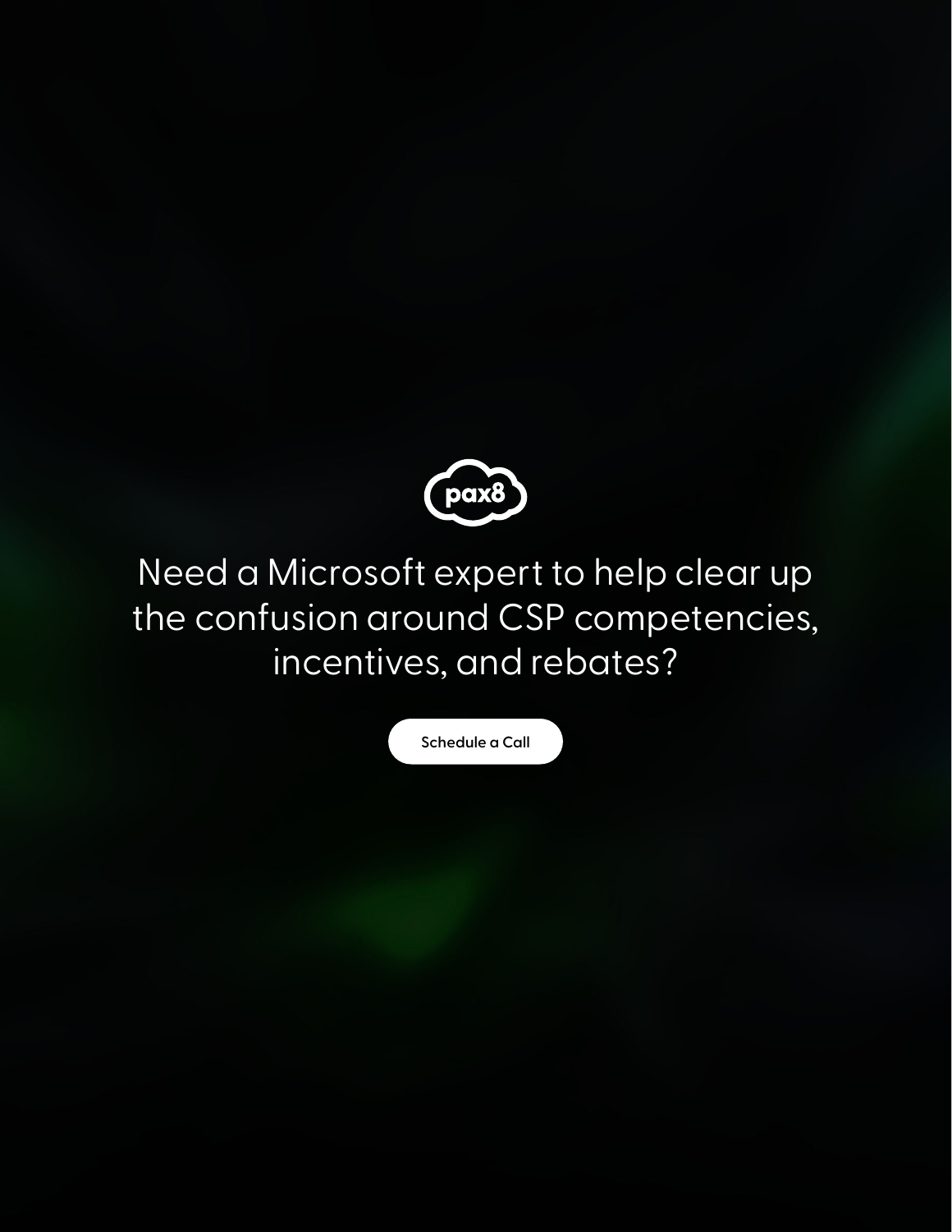pax8

Need a Microsoft expert to help clear up the confusion around CSP competencies, incentives, and rebates?

Schedule a Call